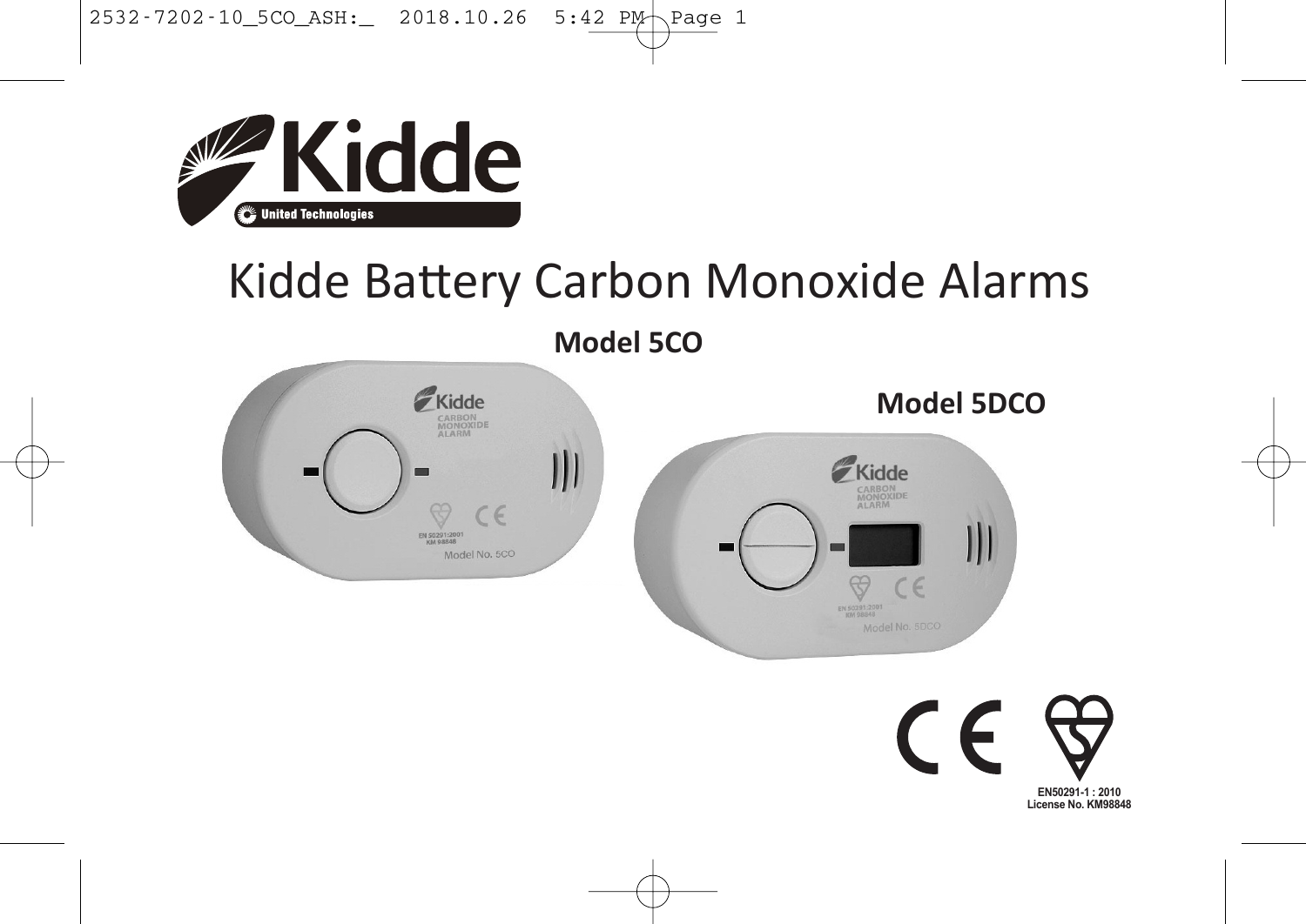Kidde

United Technologies

# Kidde Battery Carbon Monoxide Alarms

**Model 5CO**

**Model 5DCO**

EN50291-1 : 2010
License No. KM98848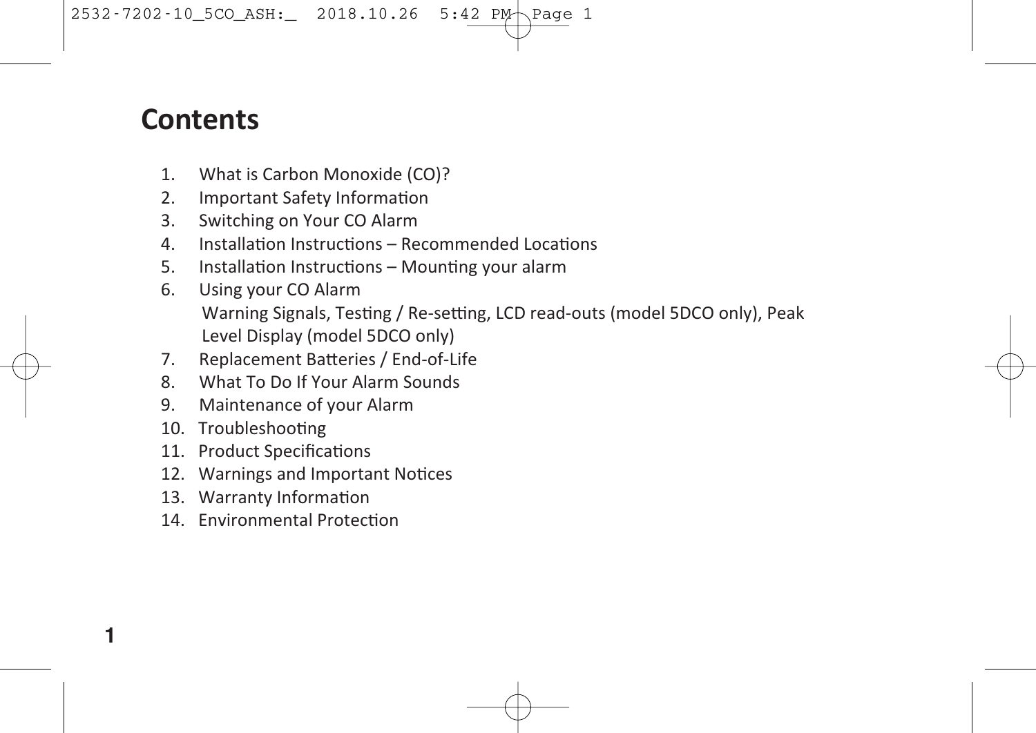# Contents

1. What is Carbon Monoxide (CO)?
2. Important Safety Information
3. Switching on Your CO Alarm
4. Installation Instructions – Recommended Locations
5. Installation Instructions – Mounting your alarm
6. Using your CO Alarm
   Warning Signals, Testing / Re-setting, LCD read-outs (model 5DCO only), Peak Level Display (model 5DCO only)
7. Replacement Batteries / End-of-Life
8. What To Do If Your Alarm Sounds
9. Maintenance of your Alarm
10. Troubleshooting
11. Product Specifications
12. Warnings and Important Notices
13. Warranty Information
14. Environmental Protection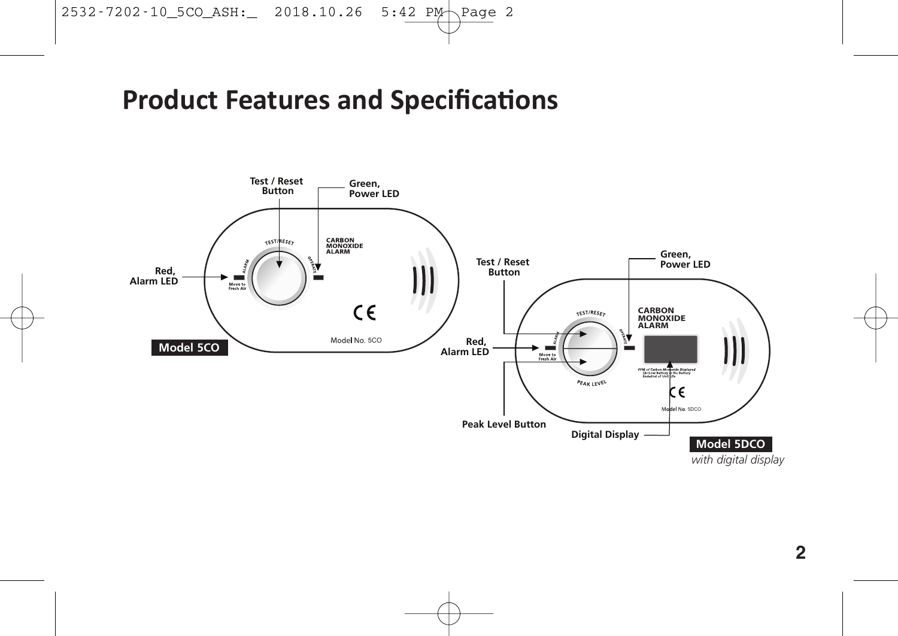# Product Features and Specifications

Test / Reset Button

Green, Power LED

Red, Alarm LED

**Model 5CO**

Test / Reset Button

Green, Power LED

Red, Alarm LED

Peak Level Button

Digital Display

**Model 5DCO**

*with digital display*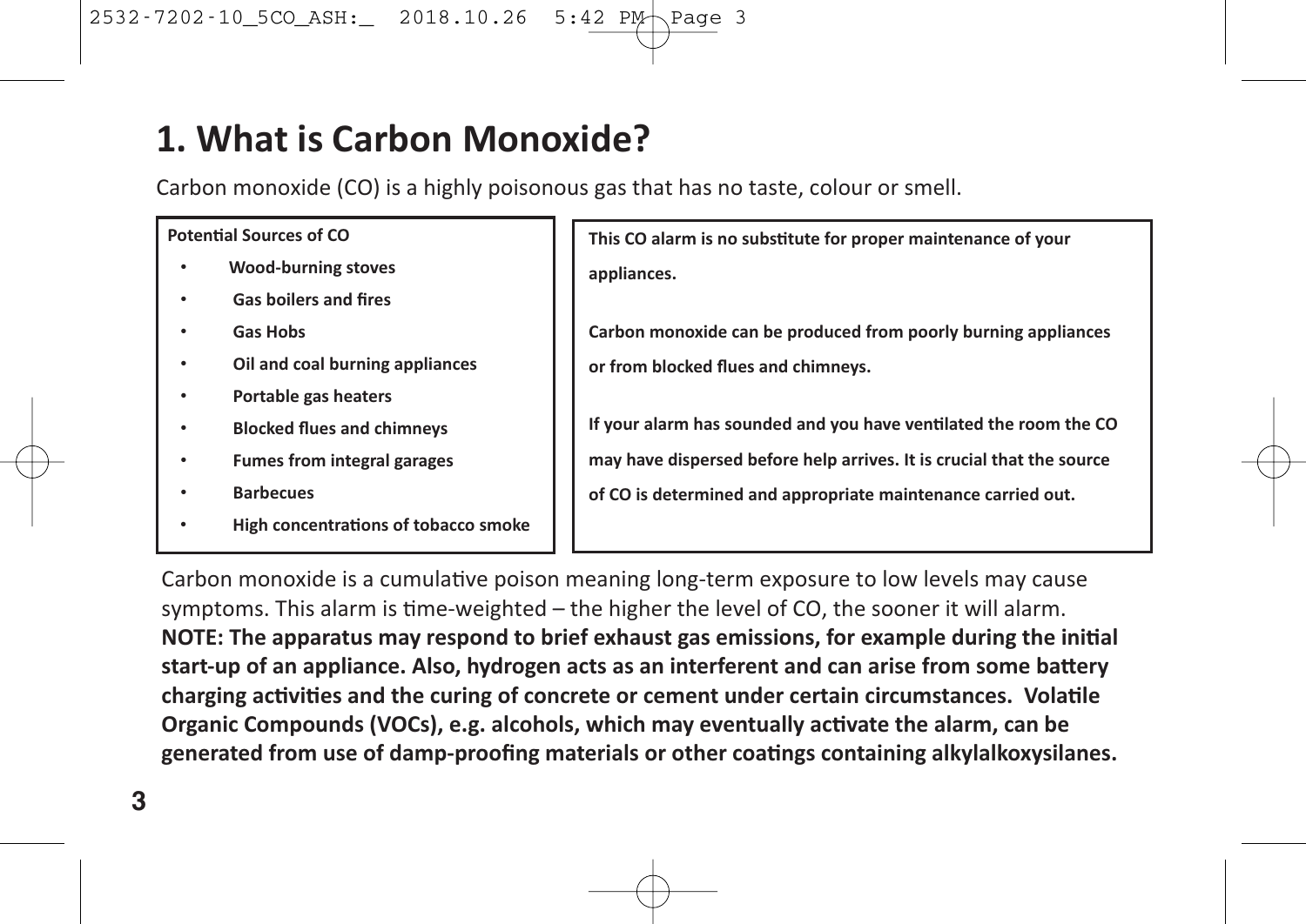# 1. What is Carbon Monoxide?

Carbon monoxide (CO) is a highly poisonous gas that has no taste, colour or smell.

**Potential Sources of CO**

- **Wood-burning stoves**
- **Gas boilers and fires**
- **Gas Hobs**
- **Oil and coal burning appliances**
- **Portable gas heaters**
- **Blocked flues and chimneys**
- **Fumes from integral garages**
- **Barbecues**
- **High concentrations of tobacco smoke**

**This CO alarm is no substitute for proper maintenance of your appliances.**

**Carbon monoxide can be produced from poorly burning appliances or from blocked flues and chimneys.**

**If your alarm has sounded and you have ventilated the room the CO may have dispersed before help arrives. It is crucial that the source of CO is determined and appropriate maintenance carried out.**

Carbon monoxide is a cumulative poison meaning long-term exposure to low levels may cause symptoms. This alarm is time-weighted – the higher the level of CO, the sooner it will alarm.
**NOTE: The apparatus may respond to brief exhaust gas emissions, for example during the initial start-up of an appliance. Also, hydrogen acts as an interferent and can arise from some battery charging activities and the curing of concrete or cement under certain circumstances. Volatile Organic Compounds (VOCs), e.g. alcohols, which may eventually activate the alarm, can be generated from use of damp-proofing materials or other coatings containing alkylalkoxysilanes.**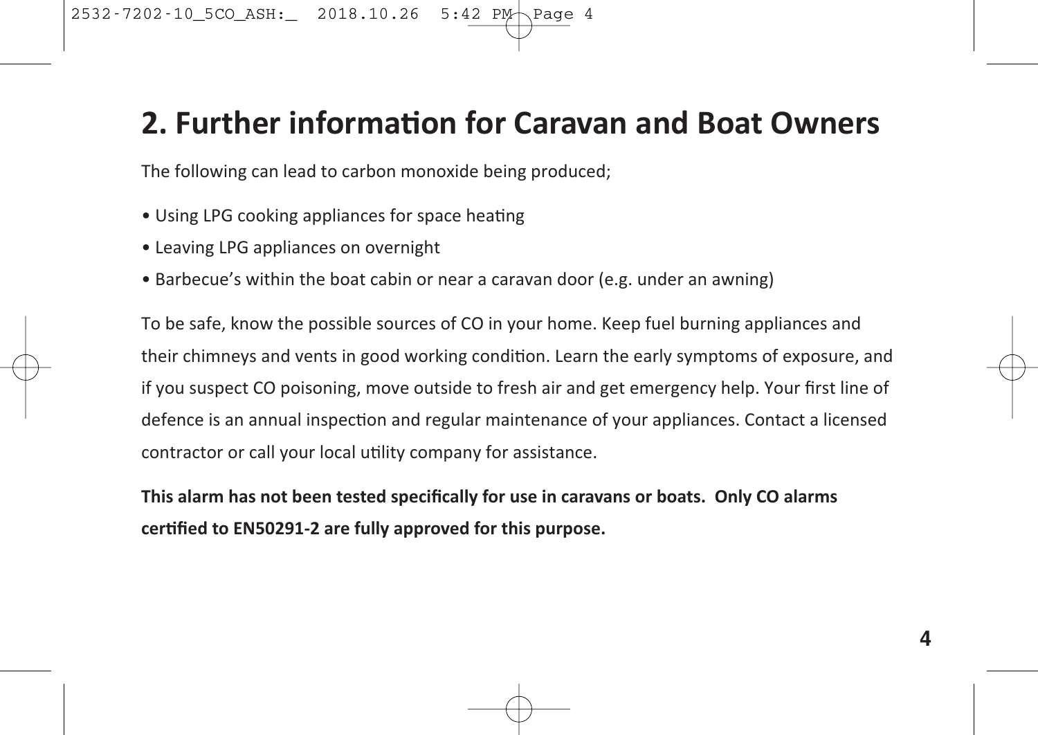## 2. Further information for Caravan and Boat Owners

The following can lead to carbon monoxide being produced;

- Using LPG cooking appliances for space heating
- Leaving LPG appliances on overnight
- Barbecue’s within the boat cabin or near a caravan door (e.g. under an awning)

To be safe, know the possible sources of CO in your home. Keep fuel burning appliances and their chimneys and vents in good working condition. Learn the early symptoms of exposure, and if you suspect CO poisoning, move outside to fresh air and get emergency help. Your first line of defence is an annual inspection and regular maintenance of your appliances. Contact a licensed contractor or call your local utility company for assistance.

**This alarm has not been tested specifically for use in caravans or boats. Only CO alarms certified to EN50291-2 are fully approved for this purpose.**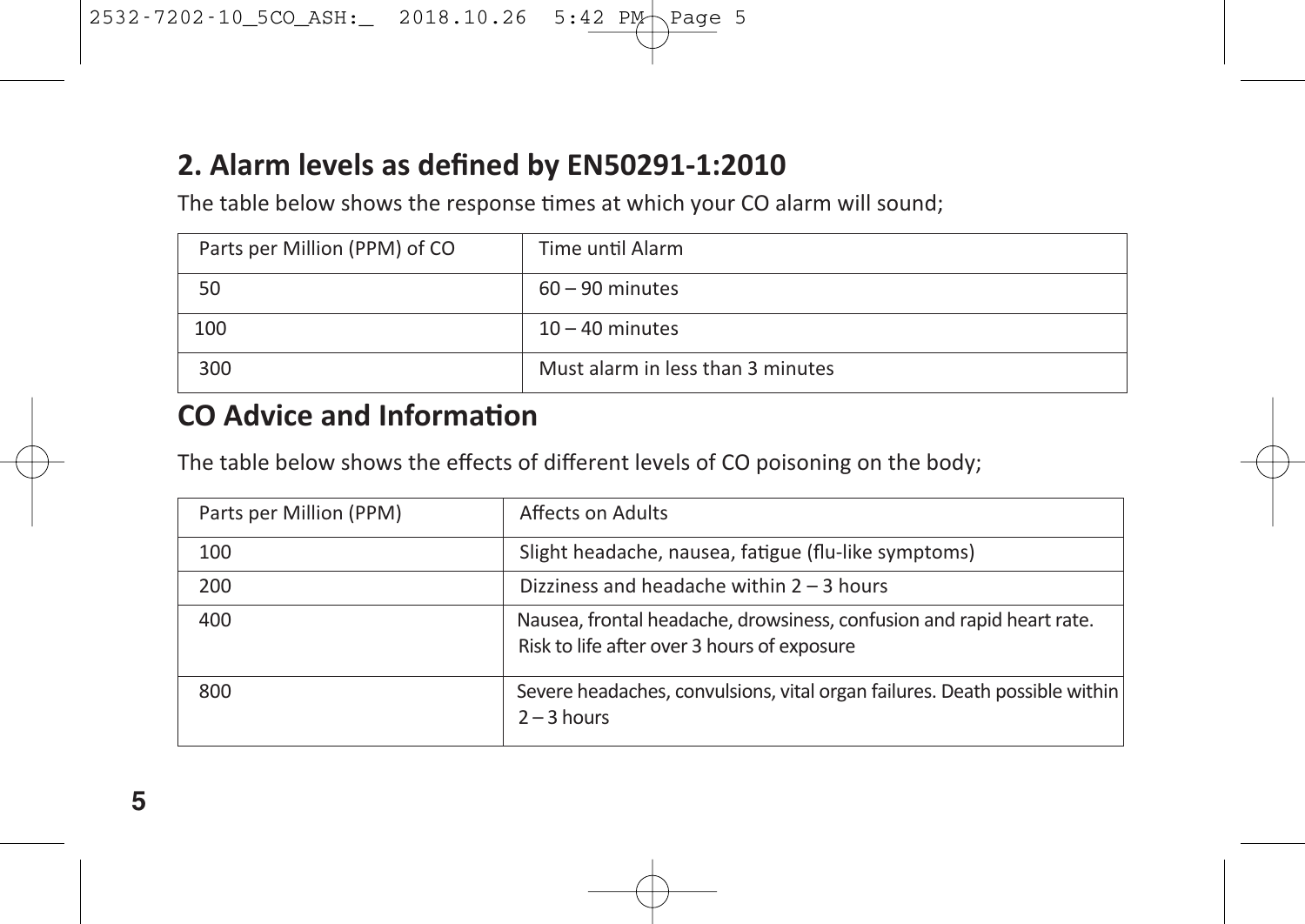## 2. Alarm levels as defined by EN50291-1:2010

The table below shows the response times at which your CO alarm will sound;

| Parts per Million (PPM) of CO | Time until Alarm |
|---|---|
| 50 | 60 – 90 minutes |
| 100 | 10 – 40 minutes |
| 300 | Must alarm in less than 3 minutes |

## CO Advice and Information

The table below shows the effects of different levels of CO poisoning on the body;

| Parts per Million (PPM) | Affects on Adults |
|---|---|
| 100 | Slight headache, nausea, fatigue (flu-like symptoms) |
| 200 | Dizziness and headache within 2 – 3 hours |
| 400 | Nausea, frontal headache, drowsiness, confusion and rapid heart rate. Risk to life after over 3 hours of exposure |
| 800 | Severe headaches, convulsions, vital organ failures. Death possible within 2 – 3 hours |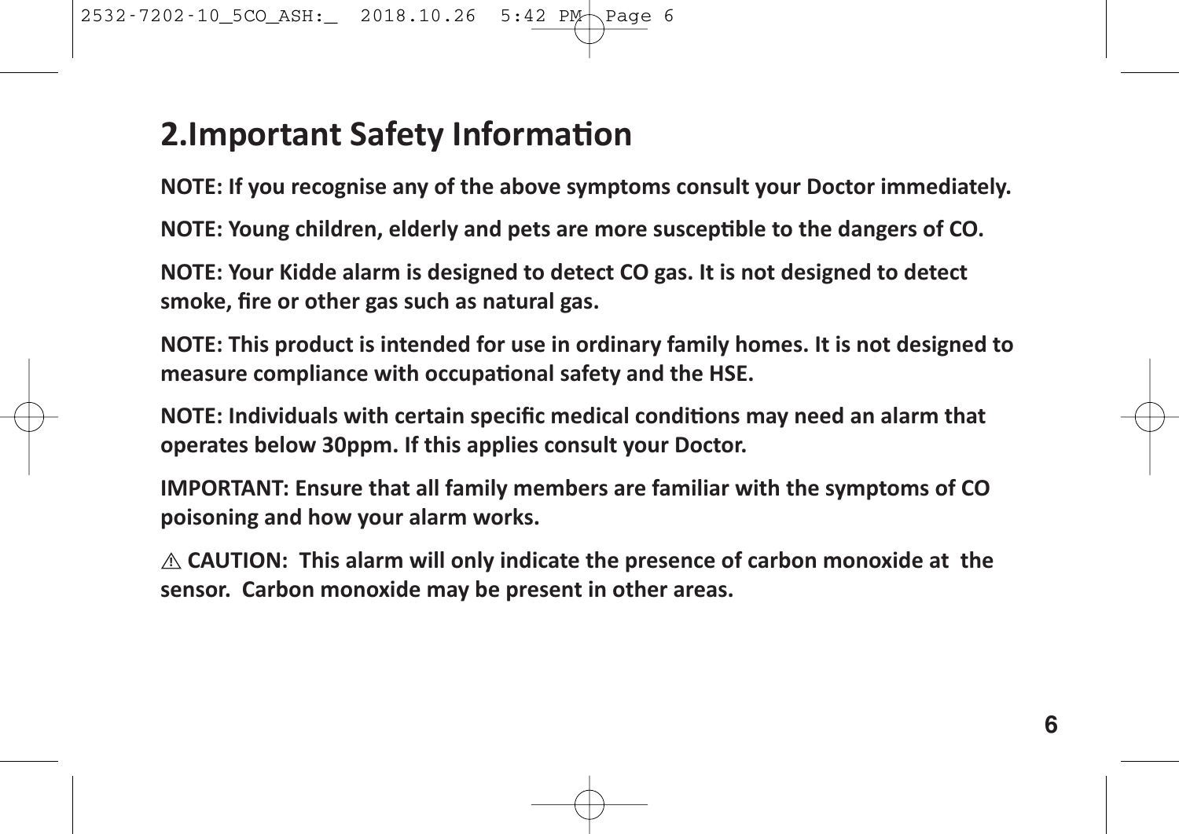## 2.Important Safety Information

**NOTE: If you recognise any of the above symptoms consult your Doctor immediately.**

**NOTE: Young children, elderly and pets are more susceptible to the dangers of CO.**

**NOTE: Your Kidde alarm is designed to detect CO gas. It is not designed to detect smoke, fire or other gas such as natural gas.**

**NOTE: This product is intended for use in ordinary family homes. It is not designed to measure compliance with occupational safety and the HSE.**

**NOTE: Individuals with certain specific medical conditions may need an alarm that operates below 30ppm. If this applies consult your Doctor.**

**IMPORTANT: Ensure that all family members are familiar with the symptoms of CO poisoning and how your alarm works.**

**⚠ CAUTION: This alarm will only indicate the presence of carbon monoxide at the sensor. Carbon monoxide may be present in other areas.**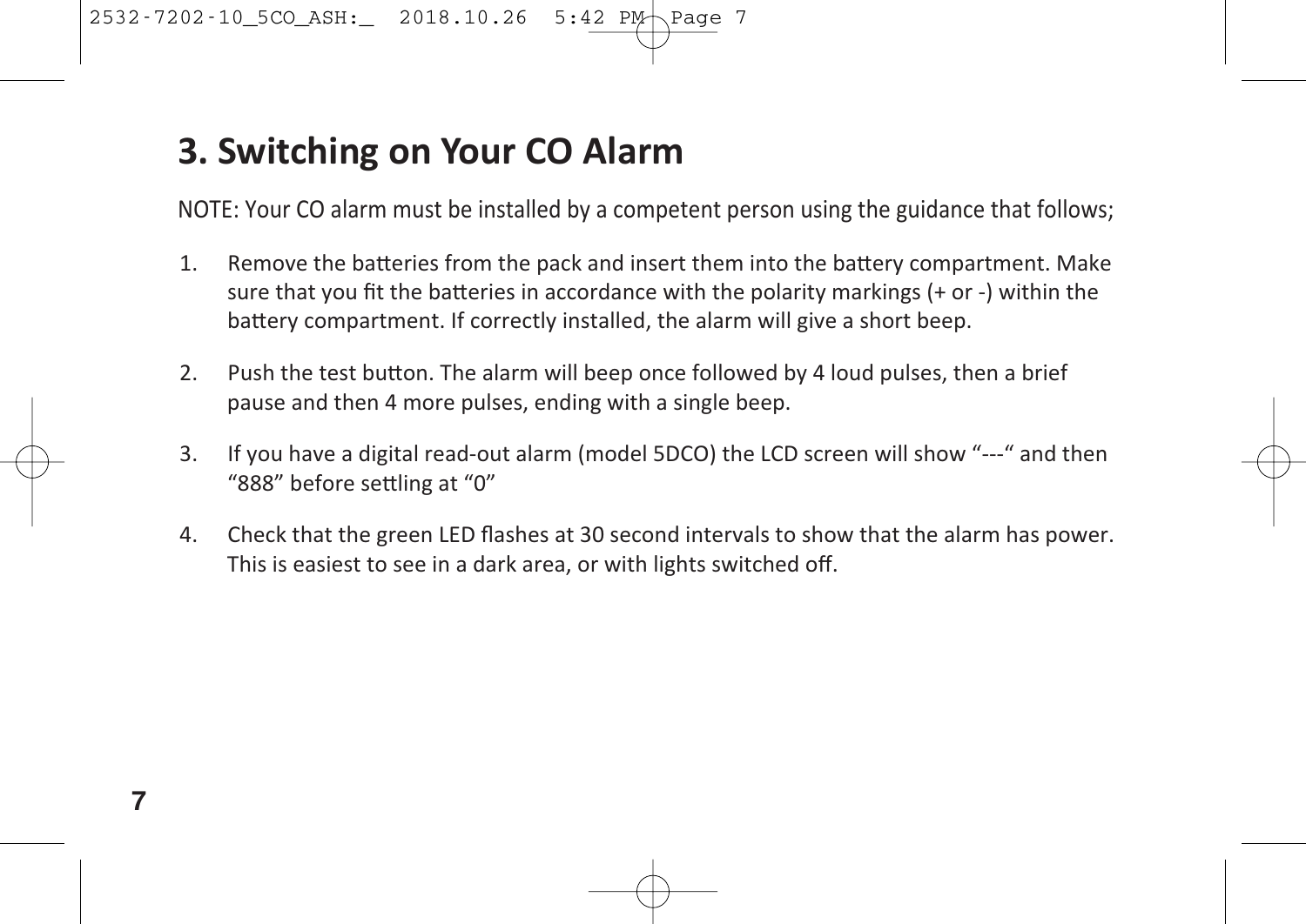# 3. Switching on Your CO Alarm

NOTE: Your CO alarm must be installed by a competent person using the guidance that follows;

1. Remove the batteries from the pack and insert them into the battery compartment. Make sure that you fit the batteries in accordance with the polarity markings (+ or -) within the battery compartment. If correctly installed, the alarm will give a short beep.

2. Push the test button. The alarm will beep once followed by 4 loud pulses, then a brief pause and then 4 more pulses, ending with a single beep.

3. If you have a digital read-out alarm (model 5DCO) the LCD screen will show “---“ and then “888” before settling at “0”

4. Check that the green LED flashes at 30 second intervals to show that the alarm has power. This is easiest to see in a dark area, or with lights switched off.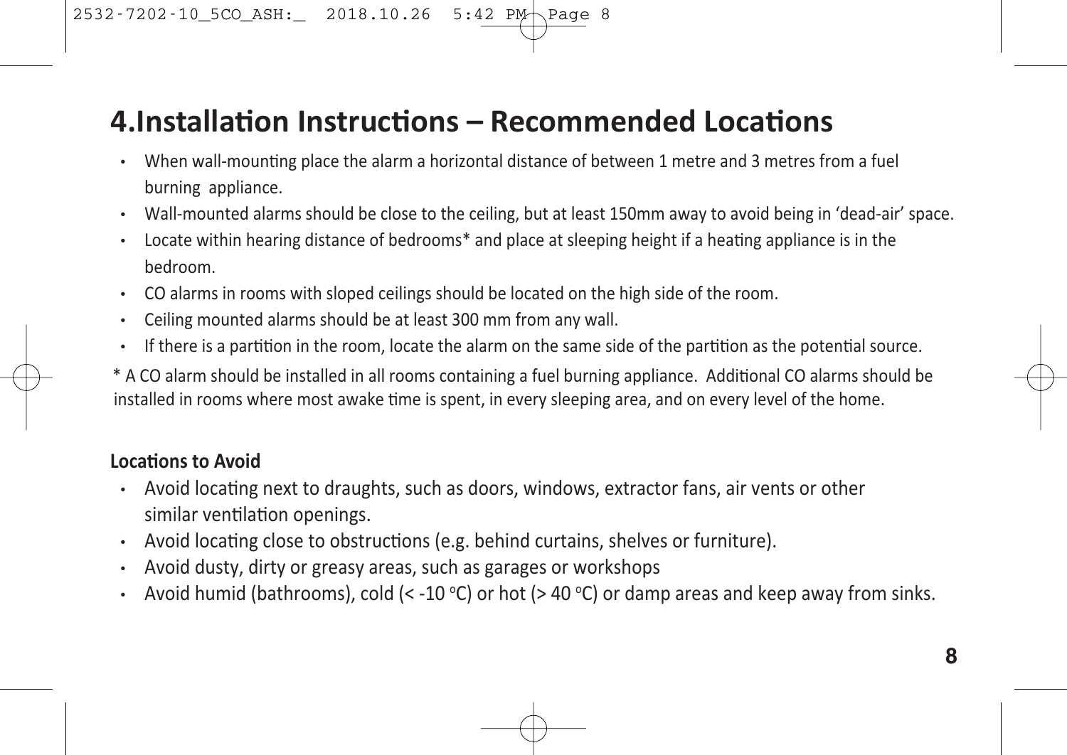# 4.Installation Instructions – Recommended Locations

- When wall-mounting place the alarm a horizontal distance of between 1 metre and 3 metres from a fuel burning appliance.
- Wall-mounted alarms should be close to the ceiling, but at least 150mm away to avoid being in 'dead-air' space.
- Locate within hearing distance of bedrooms* and place at sleeping height if a heating appliance is in the bedroom.
- CO alarms in rooms with sloped ceilings should be located on the high side of the room.
- Ceiling mounted alarms should be at least 300 mm from any wall.
- If there is a partition in the room, locate the alarm on the same side of the partition as the potential source.

* A CO alarm should be installed in all rooms containing a fuel burning appliance. Additional CO alarms should be installed in rooms where most awake time is spent, in every sleeping area, and on every level of the home.

**Locations to Avoid**

- Avoid locating next to draughts, such as doors, windows, extractor fans, air vents or other similar ventilation openings.
- Avoid locating close to obstructions (e.g. behind curtains, shelves or furniture).
- Avoid dusty, dirty or greasy areas, such as garages or workshops
- Avoid humid (bathrooms), cold (< -10 $^{o}$C) or hot (> 40 $^{o}$C) or damp areas and keep away from sinks.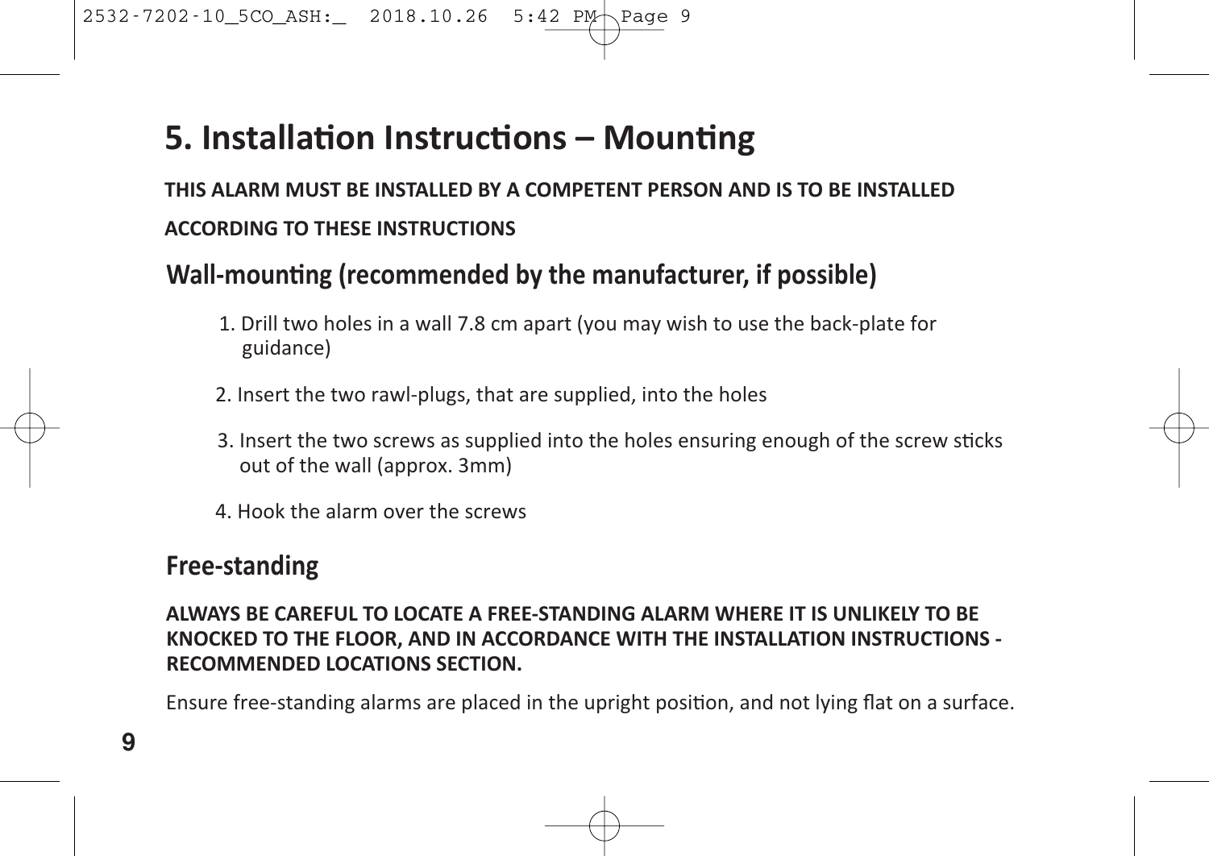# 5. Installation Instructions – Mounting

**THIS ALARM MUST BE INSTALLED BY A COMPETENT PERSON AND IS TO BE INSTALLED ACCORDING TO THESE INSTRUCTIONS**

## Wall-mounting (recommended by the manufacturer, if possible)

1. Drill two holes in a wall 7.8 cm apart (you may wish to use the back-plate for guidance)
2. Insert the two rawl-plugs, that are supplied, into the holes
3. Insert the two screws as supplied into the holes ensuring enough of the screw sticks out of the wall (approx. 3mm)
4. Hook the alarm over the screws

## Free-standing

**ALWAYS BE CAREFUL TO LOCATE A FREE-STANDING ALARM WHERE IT IS UNLIKELY TO BE KNOCKED TO THE FLOOR, AND IN ACCORDANCE WITH THE INSTALLATION INSTRUCTIONS - RECOMMENDED LOCATIONS SECTION.**

Ensure free-standing alarms are placed in the upright position, and not lying flat on a surface.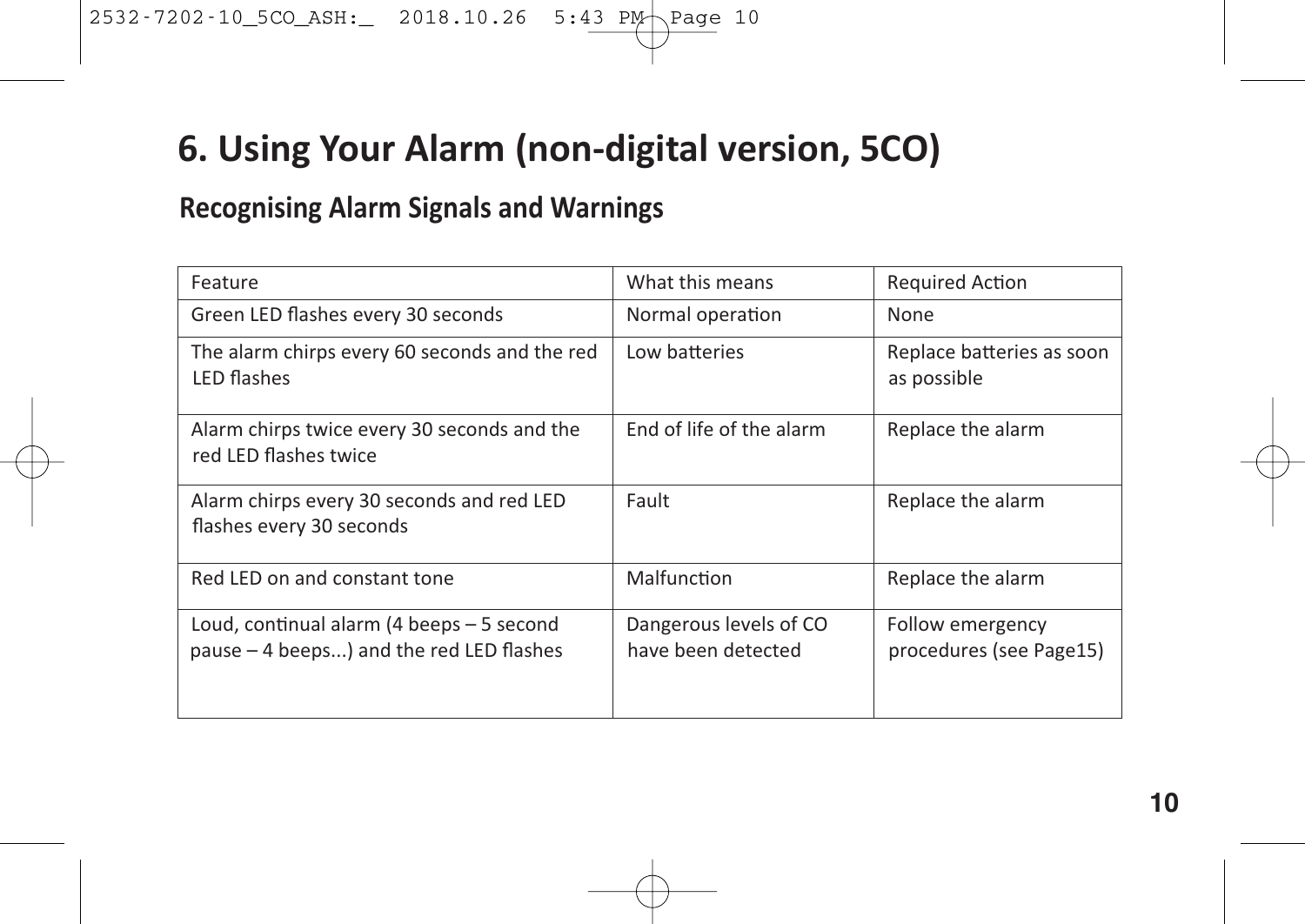# 6. Using Your Alarm (non-digital version, 5CO)

## Recognising Alarm Signals and Warnings

| Feature | What this means | Required Action |
|---|---|---|
| Green LED flashes every 30 seconds | Normal operation | None |
| The alarm chirps every 60 seconds and the red LED flashes | Low batteries | Replace batteries as soon as possible |
| Alarm chirps twice every 30 seconds and the red LED flashes twice | End of life of the alarm | Replace the alarm |
| Alarm chirps every 30 seconds and red LED flashes every 30 seconds | Fault | Replace the alarm |
| Red LED on and constant tone | Malfunction | Replace the alarm |
| Loud, continual alarm (4 beeps – 5 second pause – 4 beeps...) and the red LED flashes | Dangerous levels of CO have been detected | Follow emergency procedures (see Page15) |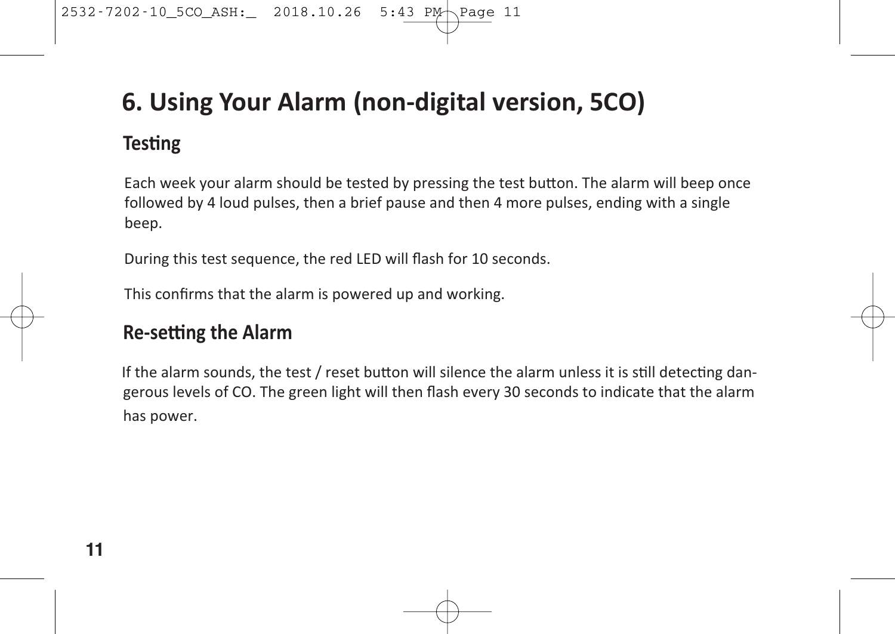# 6. Using Your Alarm (non-digital version, 5CO)

## Testing

Each week your alarm should be tested by pressing the test button. The alarm will beep once followed by 4 loud pulses, then a brief pause and then 4 more pulses, ending with a single beep.

During this test sequence, the red LED will flash for 10 seconds.

This confirms that the alarm is powered up and working.

## Re-setting the Alarm

If the alarm sounds, the test / reset button will silence the alarm unless it is still detecting dangerous levels of CO. The green light will then flash every 30 seconds to indicate that the alarm has power.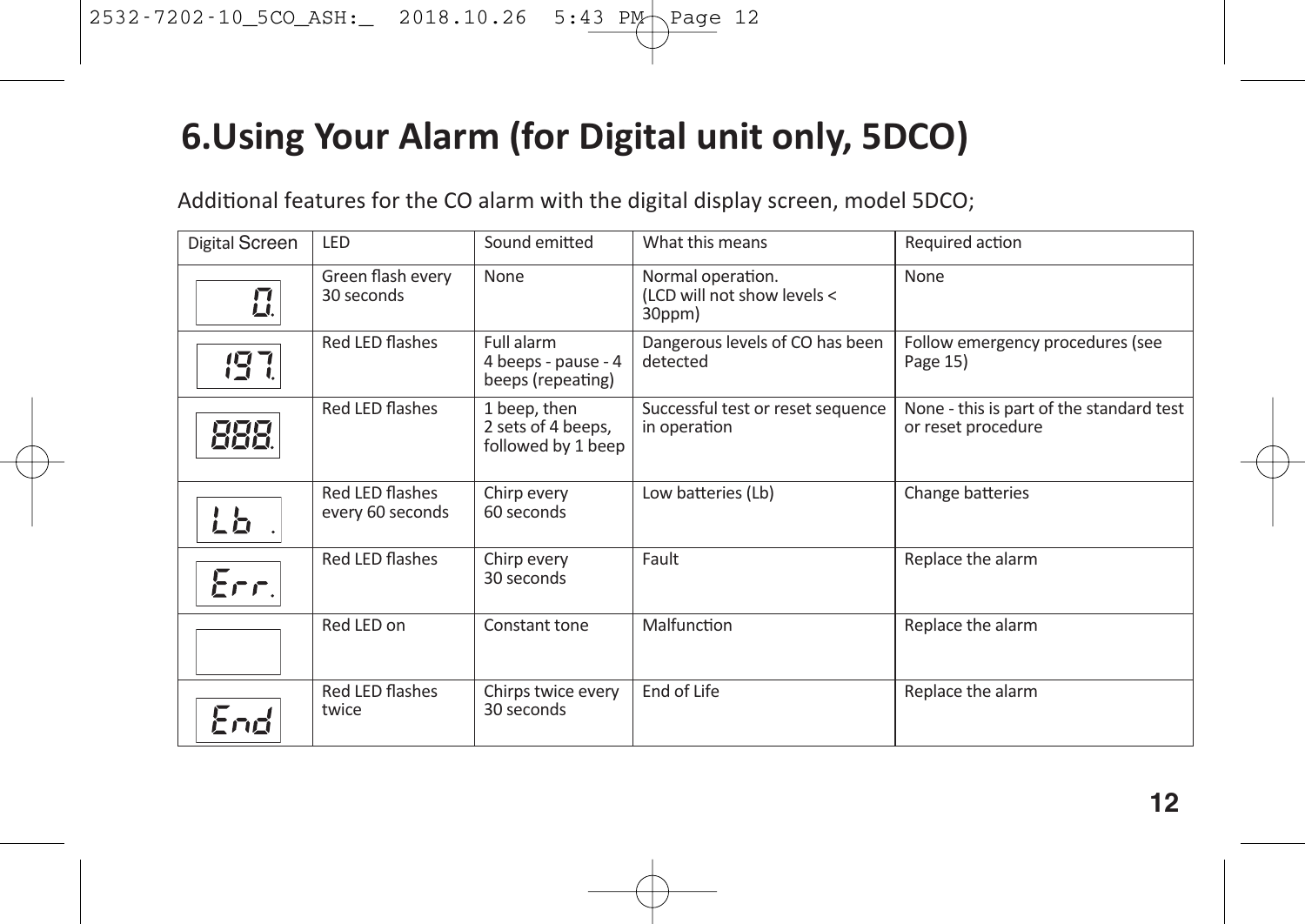# 6.Using Your Alarm (for Digital unit only, 5DCO)

Additional features for the CO alarm with the digital display screen, model 5DCO;

| Digital Screen | LED | Sound emitted | What this means | Required action |
|---|---|---|---|---|
| 0. | Green flash every 30 seconds | None | Normal operation. (LCD will not show levels < 30ppm) | None |
| 197. | Red LED flashes | Full alarm 4 beeps - pause - 4 beeps (repeating) | Dangerous levels of CO has been detected | Follow emergency procedures (see Page 15) |
| 888. | Red LED flashes | 1 beep, then 2 sets of 4 beeps, followed by 1 beep | Successful test or reset sequence in operation | None - this is part of the standard test or reset procedure |
| Lb . | Red LED flashes every 60 seconds | Chirp every 60 seconds | Low batteries (Lb) | Change batteries |
| Err. | Red LED flashes | Chirp every 30 seconds | Fault | Replace the alarm |
| | Red LED on | Constant tone | Malfunction | Replace the alarm |
| End | Red LED flashes twice | Chirps twice every 30 seconds | End of Life | Replace the alarm |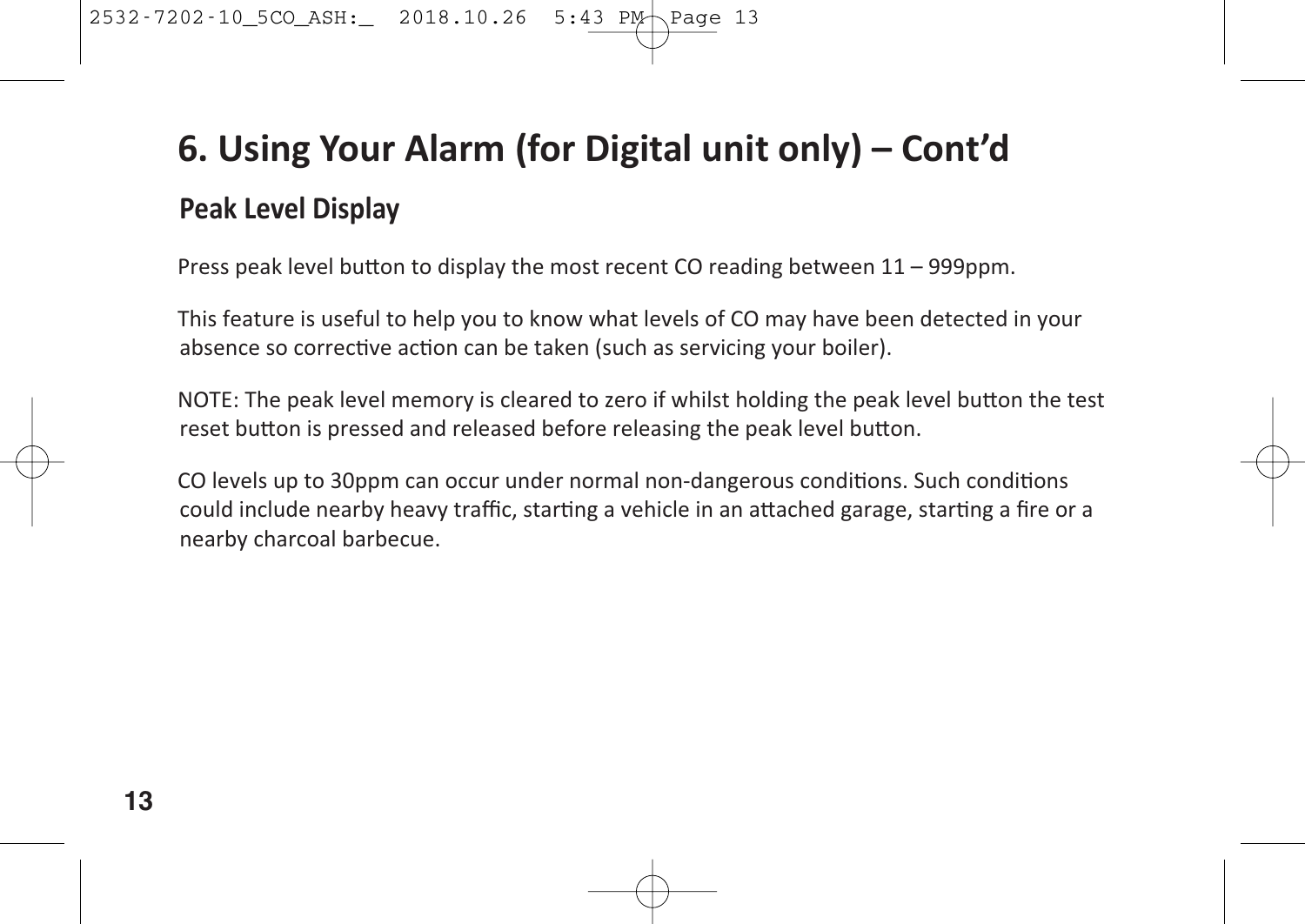# 6. Using Your Alarm (for Digital unit only) – Cont'd

## Peak Level Display

Press peak level button to display the most recent CO reading between 11 – 999ppm.

This feature is useful to help you to know what levels of CO may have been detected in your absence so corrective action can be taken (such as servicing your boiler).

NOTE: The peak level memory is cleared to zero if whilst holding the peak level button the test reset button is pressed and released before releasing the peak level button.

CO levels up to 30ppm can occur under normal non-dangerous conditions. Such conditions could include nearby heavy traffic, starting a vehicle in an attached garage, starting a fire or a nearby charcoal barbecue.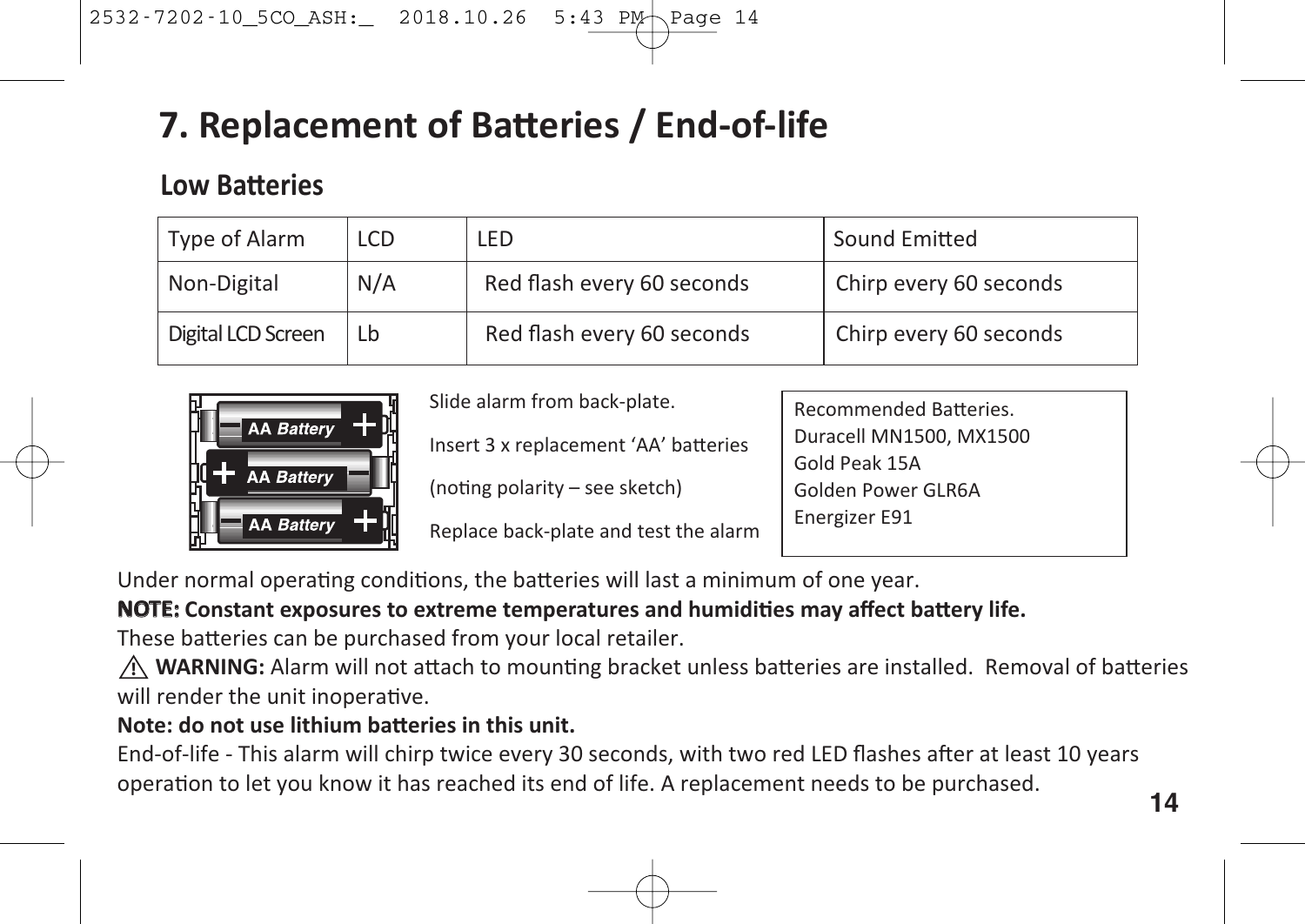# 7. Replacement of Batteries / End-of-life

## Low Batteries

| Type of Alarm | LCD | LED | Sound Emitted |
|---|---|---|---|
| Non-Digital | N/A | Red flash every 60 seconds | Chirp every 60 seconds |
| Digital LCD Screen | Lb | Red flash every 60 seconds | Chirp every 60 seconds |

Slide alarm from back-plate.

Insert 3 x replacement 'AA' batteries

(noting polarity – see sketch)

Replace back-plate and test the alarm

Recommended Batteries.
Duracell MN1500, MX1500
Gold Peak 15A
Golden Power GLR6A
Energizer E91

Under normal operating conditions, the batteries will last a minimum of one year.

**NOTE: Constant exposures to extreme temperatures and humidities may affect battery life.**

These batteries can be purchased from your local retailer.

⚠ **WARNING:** Alarm will not attach to mounting bracket unless batteries are installed. Removal of batteries will render the unit inoperative.

**Note: do not use lithium batteries in this unit.**

End-of-life - This alarm will chirp twice every 30 seconds, with two red LED flashes after at least 10 years operation to let you know it has reached its end of life. A replacement needs to be purchased.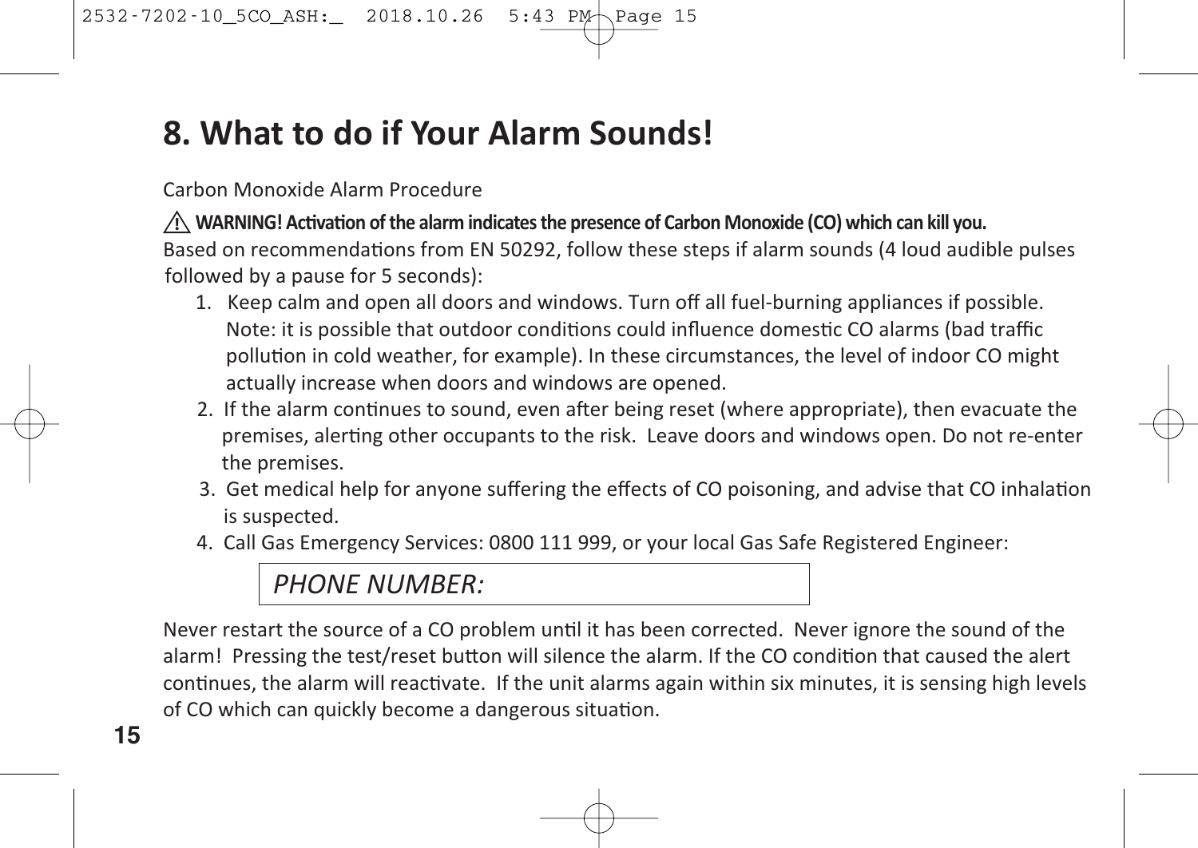# 8. What to do if Your Alarm Sounds!

Carbon Monoxide Alarm Procedure

⚠ **WARNING! Activation of the alarm indicates the presence of Carbon Monoxide (CO) which can kill you.**

Based on recommendations from EN 50292, follow these steps if alarm sounds (4 loud audible pulses followed by a pause for 5 seconds):

1. Keep calm and open all doors and windows. Turn off all fuel-burning appliances if possible. Note: it is possible that outdoor conditions could influence domestic CO alarms (bad traffic pollution in cold weather, for example). In these circumstances, the level of indoor CO might actually increase when doors and windows are opened.
2. If the alarm continues to sound, even after being reset (where appropriate), then evacuate the premises, alerting other occupants to the risk. Leave doors and windows open. Do not re-enter the premises.
3. Get medical help for anyone suffering the effects of CO poisoning, and advise that CO inhalation is suspected.
4. Call Gas Emergency Services: 0800 111 999, or your local Gas Safe Registered Engineer:

| *PHONE NUMBER:* |
|---|

Never restart the source of a CO problem until it has been corrected. Never ignore the sound of the alarm! Pressing the test/reset button will silence the alarm. If the CO condition that caused the alert continues, the alarm will reactivate. If the unit alarms again within six minutes, it is sensing high levels of CO which can quickly become a dangerous situation.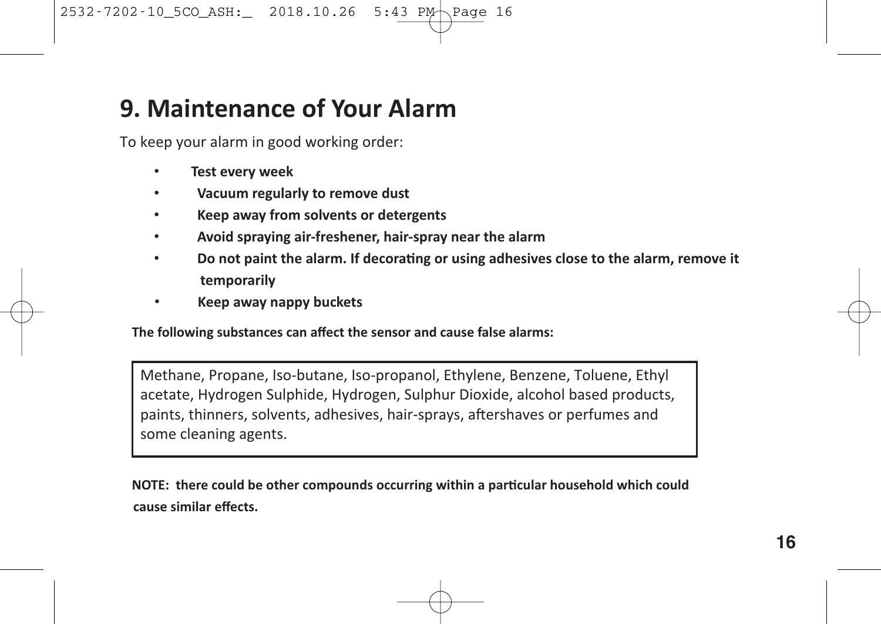# 9. Maintenance of Your Alarm

To keep your alarm in good working order:

- **Test every week**
- **Vacuum regularly to remove dust**
- **Keep away from solvents or detergents**
- **Avoid spraying air-freshener, hair-spray near the alarm**
- **Do not paint the alarm. If decorating or using adhesives close to the alarm, remove it temporarily**
- **Keep away nappy buckets**

**The following substances can affect the sensor and cause false alarms:**

| Methane, Propane, Iso-butane, Iso-propanol, Ethylene, Benzene, Toluene, Ethyl acetate, Hydrogen Sulphide, Hydrogen, Sulphur Dioxide, alcohol based products, paints, thinners, solvents, adhesives, hair-sprays, aftershaves or perfumes and some cleaning agents. |
|---|

**NOTE: there could be other compounds occurring within a particular household which could cause similar effects.**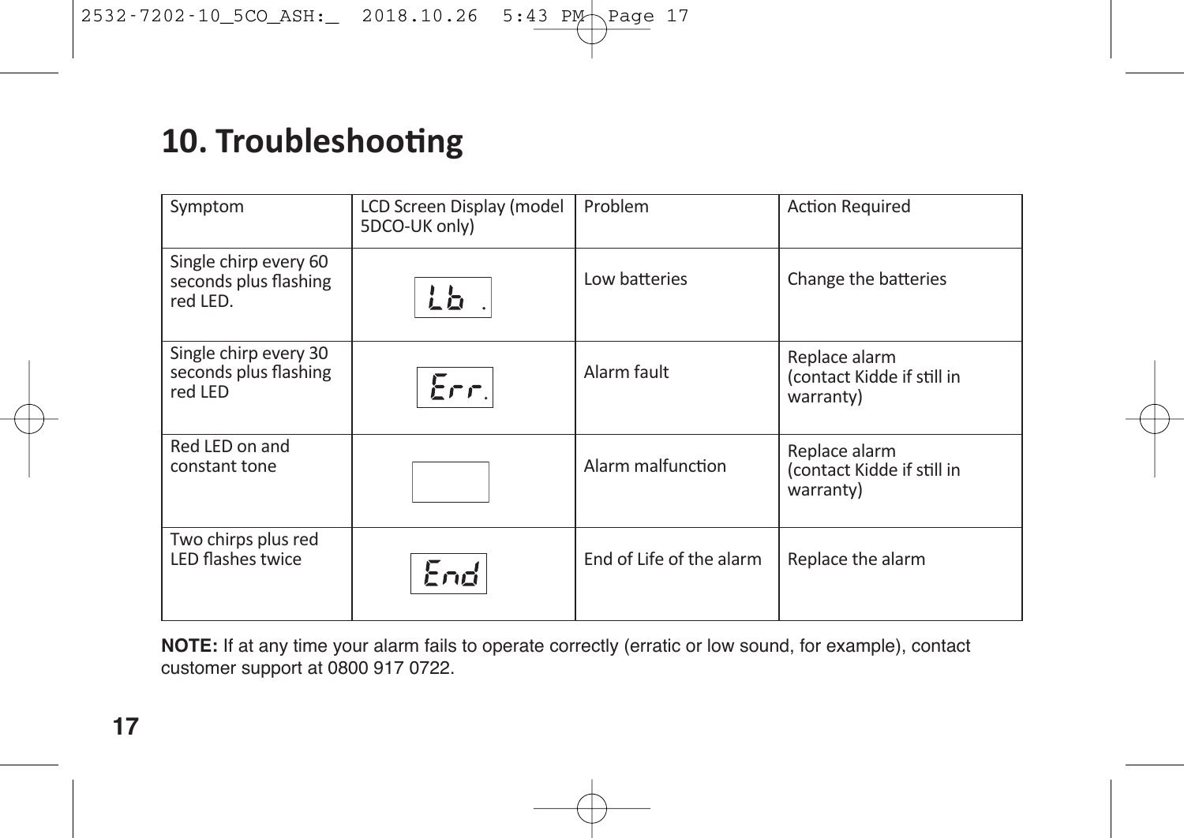# 10. Troubleshooting

| Symptom | LCD Screen Display (model 5DCO-UK only) | Problem | Action Required |
|---|---|---|---|
| Single chirp every 60 seconds plus flashing red LED. | Lb . | Low batteries | Change the batteries |
| Single chirp every 30 seconds plus flashing red LED | Err. | Alarm fault | Replace alarm (contact Kidde if still in warranty) |
| Red LED on and constant tone | | Alarm malfunction | Replace alarm (contact Kidde if still in warranty) |
| Two chirps plus red LED flashes twice | End | End of Life of the alarm | Replace the alarm |

**NOTE:** If at any time your alarm fails to operate correctly (erratic or low sound, for example), contact customer support at 0800 917 0722.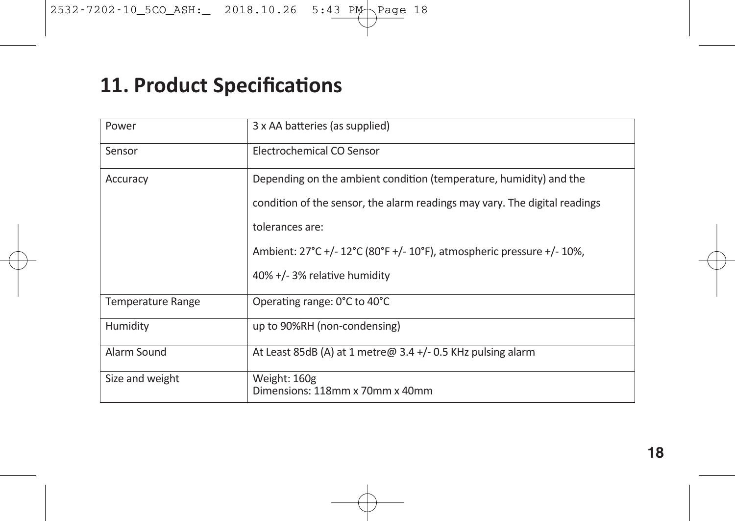# 11. Product Specifications

| | |
|---|---|
| Power | 3 x AA batteries (as supplied) |
| Sensor | Electrochemical CO Sensor |
| Accuracy | Depending on the ambient condition (temperature, humidity) and the condition of the sensor, the alarm readings may vary. The digital readings tolerances are:<br>Ambient: 27°C +/- 12°C (80°F +/- 10°F), atmospheric pressure +/- 10%,<br>40% +/- 3% relative humidity |
| Temperature Range | Operating range: 0°C to 40°C |
| Humidity | up to 90%RH (non-condensing) |
| Alarm Sound | At Least 85dB (A) at 1 metre@ 3.4 +/- 0.5 KHz pulsing alarm |
| Size and weight | Weight: 160g<br>Dimensions: 118mm x 70mm x 40mm |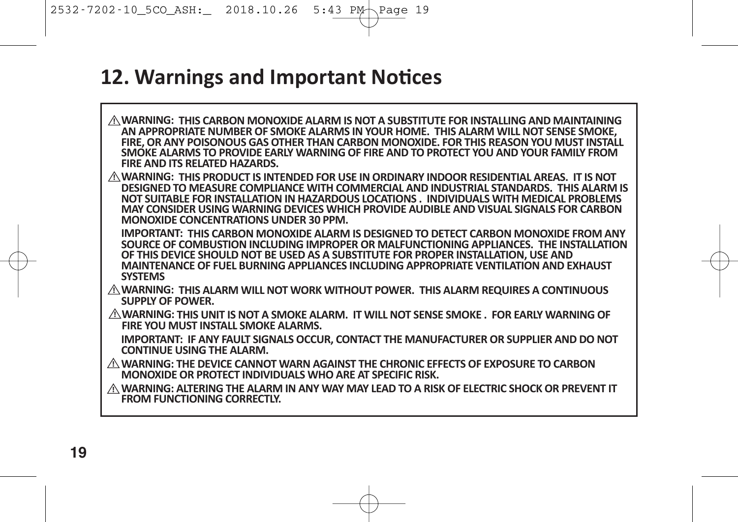## 12. Warnings and Important Notices

⚠ **WARNING: THIS CARBON MONOXIDE ALARM IS NOT A SUBSTITUTE FOR INSTALLING AND MAINTAINING AN APPROPRIATE NUMBER OF SMOKE ALARMS IN YOUR HOME. THIS ALARM WILL NOT SENSE SMOKE, FIRE, OR ANY POISONOUS GAS OTHER THAN CARBON MONOXIDE. FOR THIS REASON YOU MUST INSTALL SMOKE ALARMS TO PROVIDE EARLY WARNING OF FIRE AND TO PROTECT YOU AND YOUR FAMILY FROM FIRE AND ITS RELATED HAZARDS.**

⚠ **WARNING: THIS PRODUCT IS INTENDED FOR USE IN ORDINARY INDOOR RESIDENTIAL AREAS. IT IS NOT DESIGNED TO MEASURE COMPLIANCE WITH COMMERCIAL AND INDUSTRIAL STANDARDS. THIS ALARM IS NOT SUITABLE FOR INSTALLATION IN HAZARDOUS LOCATIONS . INDIVIDUALS WITH MEDICAL PROBLEMS MAY CONSIDER USING WARNING DEVICES WHICH PROVIDE AUDIBLE AND VISUAL SIGNALS FOR CARBON MONOXIDE CONCENTRATIONS UNDER 30 PPM.**

**IMPORTANT: THIS CARBON MONOXIDE ALARM IS DESIGNED TO DETECT CARBON MONOXIDE FROM ANY SOURCE OF COMBUSTION INCLUDING IMPROPER OR MALFUNCTIONING APPLIANCES. THE INSTALLATION OF THIS DEVICE SHOULD NOT BE USED AS A SUBSTITUTE FOR PROPER INSTALLATION, USE AND MAINTENANCE OF FUEL BURNING APPLIANCES INCLUDING APPROPRIATE VENTILATION AND EXHAUST SYSTEMS**

⚠ **WARNING: THIS ALARM WILL NOT WORK WITHOUT POWER. THIS ALARM REQUIRES A CONTINUOUS SUPPLY OF POWER.**

⚠ **WARNING: THIS UNIT IS NOT A SMOKE ALARM. IT WILL NOT SENSE SMOKE . FOR EARLY WARNING OF FIRE YOU MUST INSTALL SMOKE ALARMS.**

**IMPORTANT: IF ANY FAULT SIGNALS OCCUR, CONTACT THE MANUFACTURER OR SUPPLIER AND DO NOT CONTINUE USING THE ALARM.**

⚠ **WARNING: THE DEVICE CANNOT WARN AGAINST THE CHRONIC EFFECTS OF EXPOSURE TO CARBON MONOXIDE OR PROTECT INDIVIDUALS WHO ARE AT SPECIFIC RISK.**

⚠ **WARNING: ALTERING THE ALARM IN ANY WAY MAY LEAD TO A RISK OF ELECTRIC SHOCK OR PREVENT IT FROM FUNCTIONING CORRECTLY.**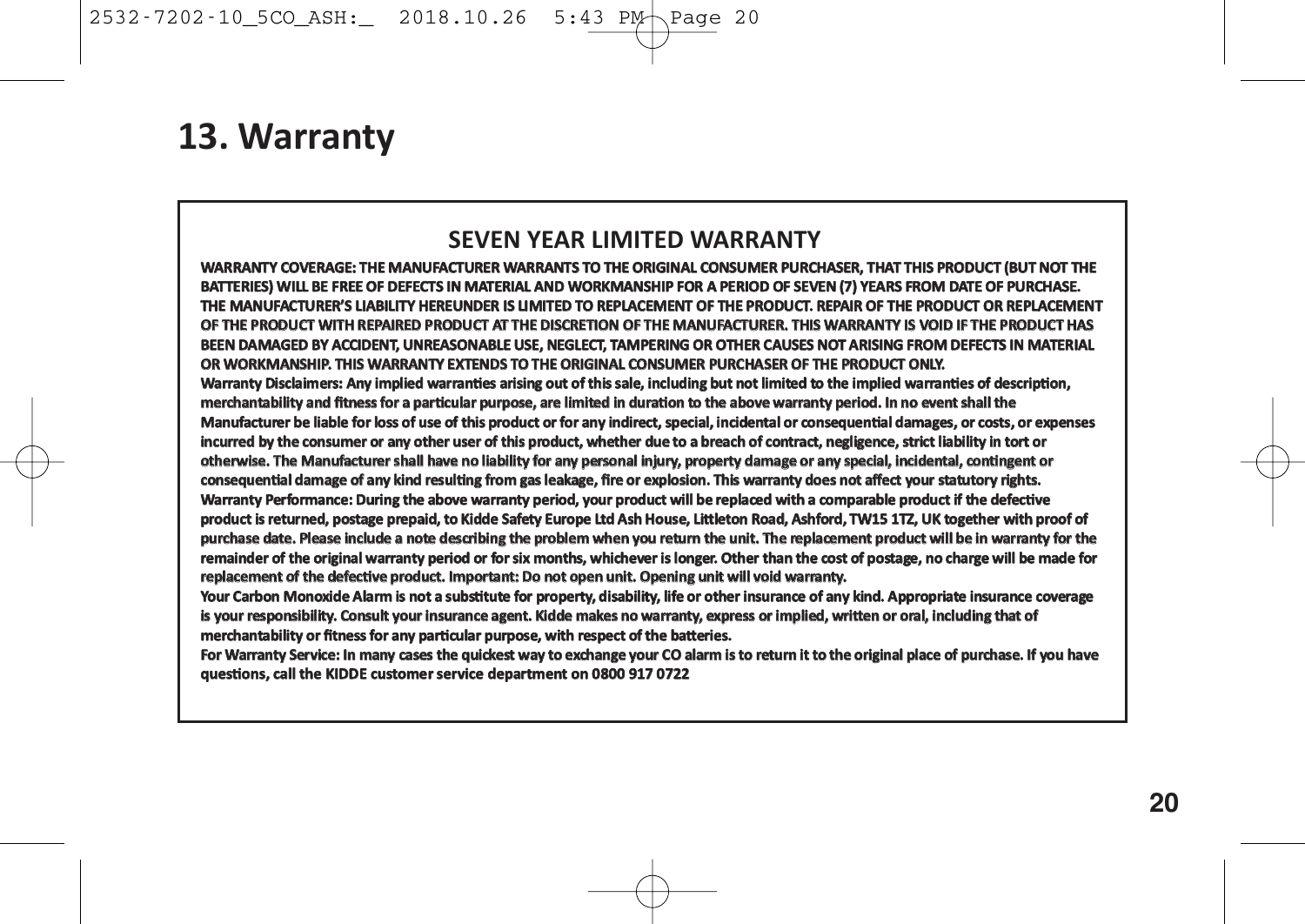# 13. Warranty

## SEVEN YEAR LIMITED WARRANTY

WARRANTY COVERAGE: THE MANUFACTURER WARRANTS TO THE ORIGINAL CONSUMER PURCHASER, THAT THIS PRODUCT (BUT NOT THE BATTERIES) WILL BE FREE OF DEFECTS IN MATERIAL AND WORKMANSHIP FOR A PERIOD OF SEVEN (7) YEARS FROM DATE OF PURCHASE. THE MANUFACTURER'S LIABILITY HEREUNDER IS LIMITED TO REPLACEMENT OF THE PRODUCT. REPAIR OF THE PRODUCT OR REPLACEMENT OF THE PRODUCT WITH REPAIRED PRODUCT AT THE DISCRETION OF THE MANUFACTURER. THIS WARRANTY IS VOID IF THE PRODUCT HAS BEEN DAMAGED BY ACCIDENT, UNREASONABLE USE, NEGLECT, TAMPERING OR OTHER CAUSES NOT ARISING FROM DEFECTS IN MATERIAL OR WORKMANSHIP. THIS WARRANTY EXTENDS TO THE ORIGINAL CONSUMER PURCHASER OF THE PRODUCT ONLY.

Warranty Disclaimers: Any implied warranties arising out of this sale, including but not limited to the implied warranties of description, merchantability and fitness for a particular purpose, are limited in duration to the above warranty period. In no event shall the Manufacturer be liable for loss of use of this product or for any indirect, special, incidental or consequential damages, or costs, or expenses incurred by the consumer or any other user of this product, whether due to a breach of contract, negligence, strict liability in tort or otherwise. The Manufacturer shall have no liability for any personal injury, property damage or any special, incidental, contingent or consequential damage of any kind resulting from gas leakage, fire or explosion. This warranty does not affect your statutory rights.

Warranty Performance: During the above warranty period, your product will be replaced with a comparable product if the defective product is returned, postage prepaid, to Kidde Safety Europe Ltd Ash House, Littleton Road, Ashford, TW15 1TZ, UK together with proof of purchase date. Please include a note describing the problem when you return the unit. The replacement product will be in warranty for the remainder of the original warranty period or for six months, whichever is longer. Other than the cost of postage, no charge will be made for replacement of the defective product. Important: Do not open unit. Opening unit will void warranty.

Your Carbon Monoxide Alarm is not a substitute for property, disability, life or other insurance of any kind. Appropriate insurance coverage is your responsibility. Consult your insurance agent. Kidde makes no warranty, express or implied, written or oral, including that of merchantability or fitness for any particular purpose, with respect of the batteries.

For Warranty Service: In many cases the quickest way to exchange your CO alarm is to return it to the original place of purchase. If you have questions, call the KIDDE customer service department on 0800 917 0722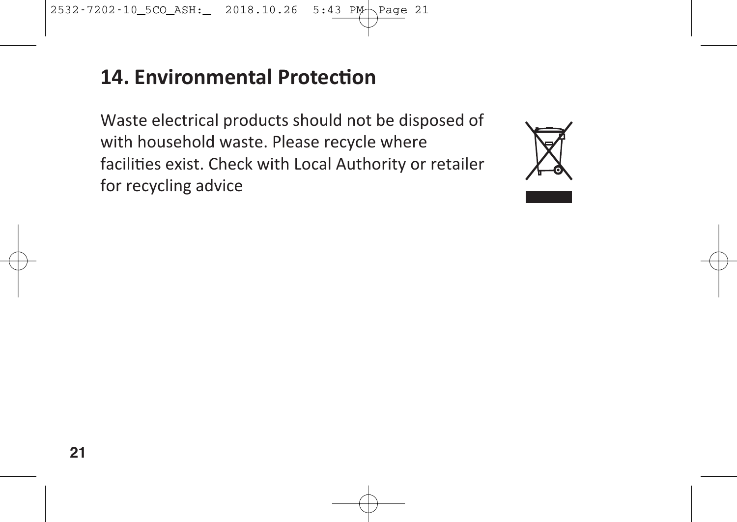## 14. Environmental Protection

Waste electrical products should not be disposed of with household waste. Please recycle where facilities exist. Check with Local Authority or retailer for recycling advice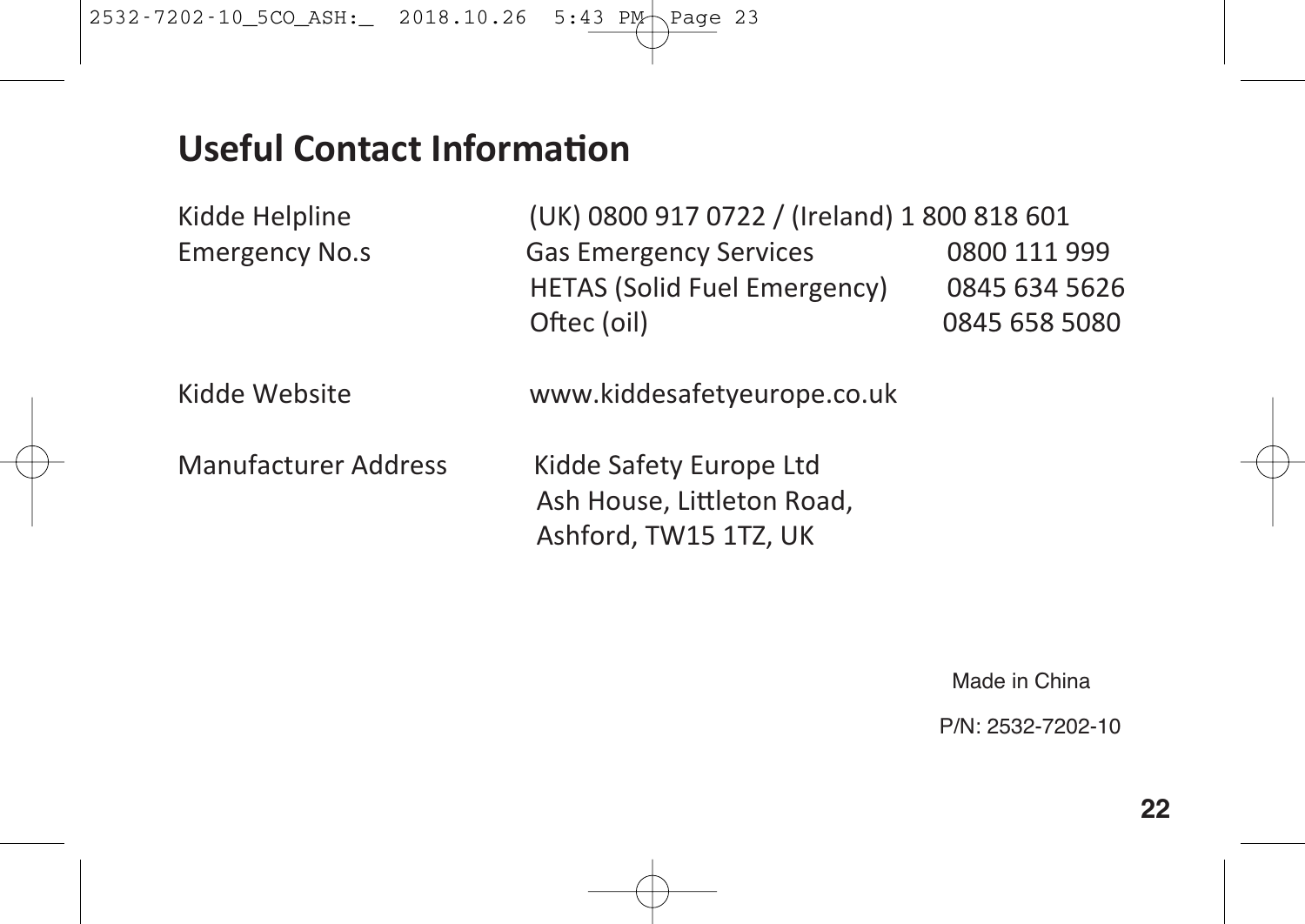## Useful Contact Information

| | | |
|---|---|---|
| Kidde Helpline | (UK) 0800 917 0722 / (Ireland) 1 800 818 601 | |
| Emergency No.s | Gas Emergency Services | 0800 111 999 |
| | HETAS (Solid Fuel Emergency) | 0845 634 5626 |
| | Oftec (oil) | 0845 658 5080 |
| Kidde Website | www.kiddesafetyeurope.co.uk | |
| Manufacturer Address | Kidde Safety Europe Ltd<br>Ash House, Littleton Road,<br>Ashford, TW15 1TZ, UK | |

Made in China

P/N: 2532-7202-10